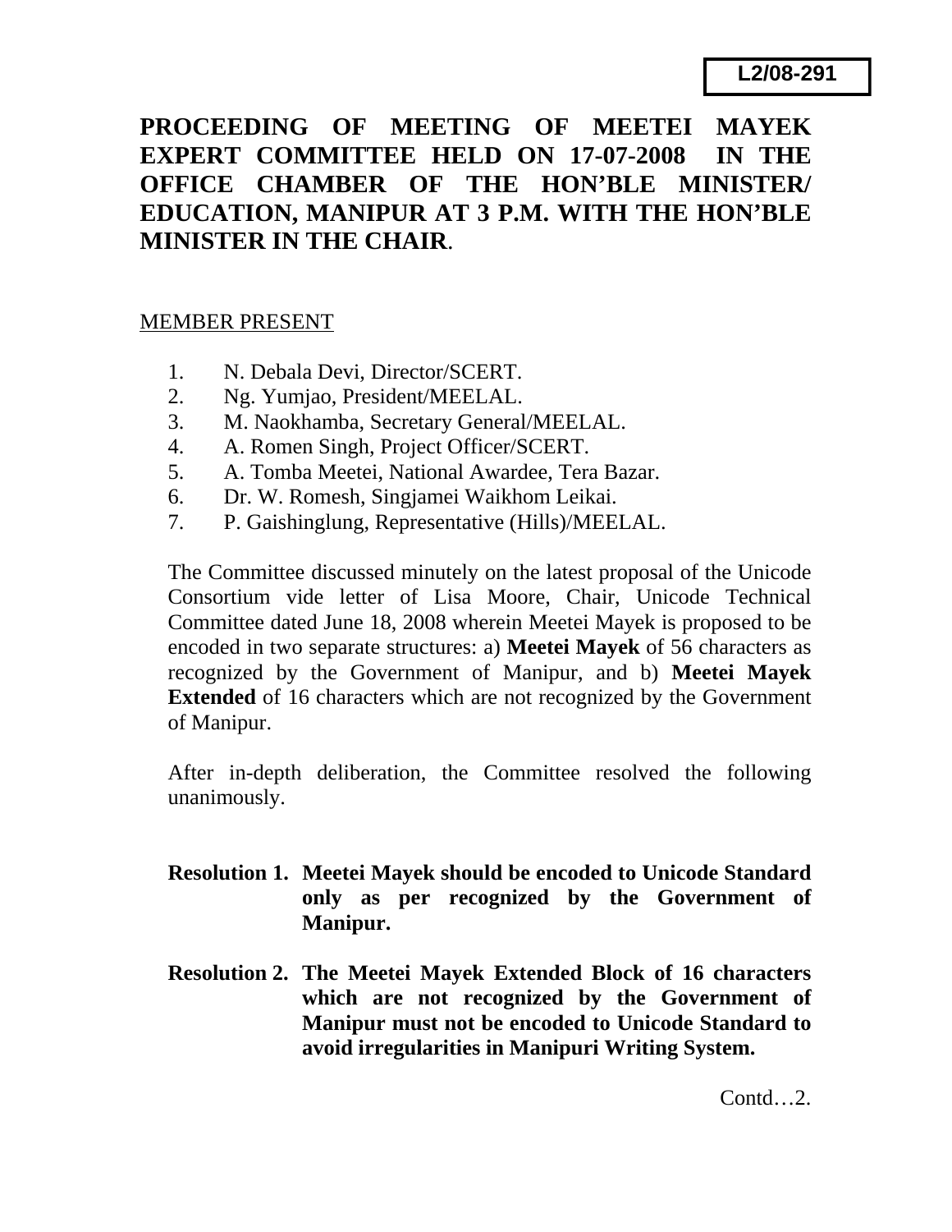**L2/08-291**

# PROCEEDING OF MEETING OF MEETEI MAYEK EXPERT COMMITTEE HELD ON 17-07-2008 IN THE OFFICE CHAMBER OF THE HON'BLE MINISTER/ EDUCATION, MANIPUR AT 3 P.M. WITH THE HON'BLE MINISTER IN THE CHAIR.

MEMBER PRESENT

1. N. Debala Devi, Director/SCERT.
2. Ng. Yumjao, President/MEELAL.
3. M. Naokhamba, Secretary General/MEELAL.
4. A. Romen Singh, Project Officer/SCERT.
5. A. Tomba Meetei, National Awardee, Tera Bazar.
6. Dr. W. Romesh, Singjamei Waikhom Leikai.
7. P. Gaishinglung, Representative (Hills)/MEELAL.

The Committee discussed minutely on the latest proposal of the Unicode Consortium vide letter of Lisa Moore, Chair, Unicode Technical Committee dated June 18, 2008 wherein Meetei Mayek is proposed to be encoded in two separate structures: a) **Meetei Mayek** of 56 characters as recognized by the Government of Manipur, and b) **Meetei Mayek Extended** of 16 characters which are not recognized by the Government of Manipur.

After in-depth deliberation, the Committee resolved the following unanimously.

**Resolution 1. Meetei Mayek should be encoded to Unicode Standard only as per recognized by the Government of Manipur.**

**Resolution 2. The Meetei Mayek Extended Block of 16 characters which are not recognized by the Government of Manipur must not be encoded to Unicode Standard to avoid irregularities in Manipuri Writing System.**

Contd…2.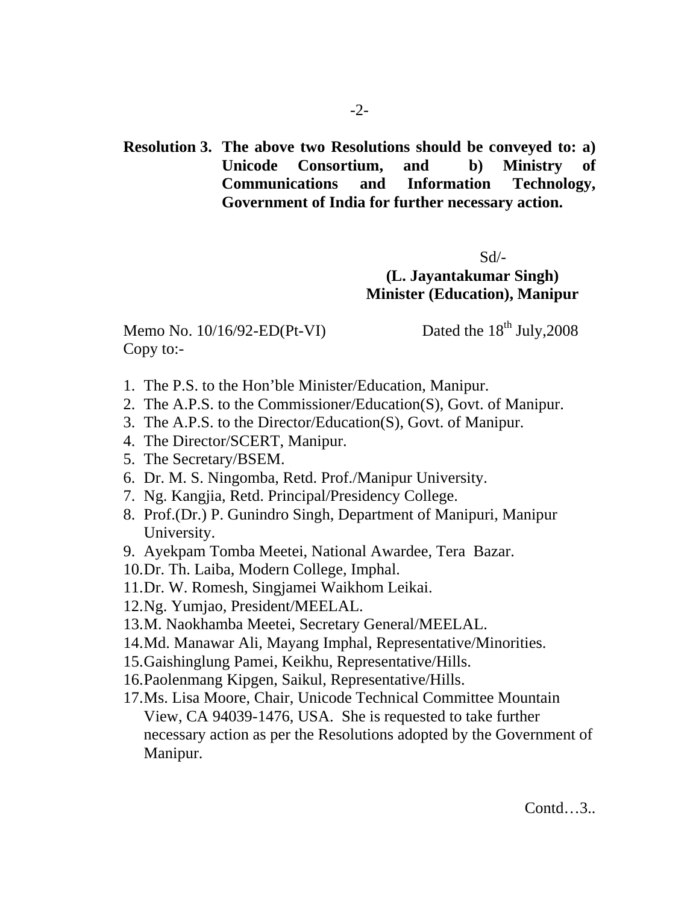**Resolution 3. The above two Resolutions should be conveyed to: a) Unicode Consortium, and b) Ministry of Communications and Information Technology, Government of India for further necessary action.**

Sd/-
**(L. Jayantakumar Singh)**
**Minister (Education), Manipur**

Memo No. 10/16/92-ED(Pt-VI) Dated the 18th July,2008

Copy to:-

1. The P.S. to the Hon'ble Minister/Education, Manipur.
2. The A.P.S. to the Commissioner/Education(S), Govt. of Manipur.
3. The A.P.S. to the Director/Education(S), Govt. of Manipur.
4. The Director/SCERT, Manipur.
5. The Secretary/BSEM.
6. Dr. M. S. Ningomba, Retd. Prof./Manipur University.
7. Ng. Kangjia, Retd. Principal/Presidency College.
8. Prof.(Dr.) P. Gunindro Singh, Department of Manipuri, Manipur University.
9. Ayekpam Tomba Meetei, National Awardee, Tera Bazar.
10. Dr. Th. Laiba, Modern College, Imphal.
11. Dr. W. Romesh, Singjamei Waikhom Leikai.
12. Ng. Yumjao, President/MEELAL.
13. M. Naokhamba Meetei, Secretary General/MEELAL.
14. Md. Manawar Ali, Mayang Imphal, Representative/Minorities.
15. Gaishinglung Pamei, Keikhu, Representative/Hills.
16. Paolenmang Kipgen, Saikul, Representative/Hills.
17. Ms. Lisa Moore, Chair, Unicode Technical Committee Mountain View, CA 94039-1476, USA. She is requested to take further necessary action as per the Resolutions adopted by the Government of Manipur.

Contd…3..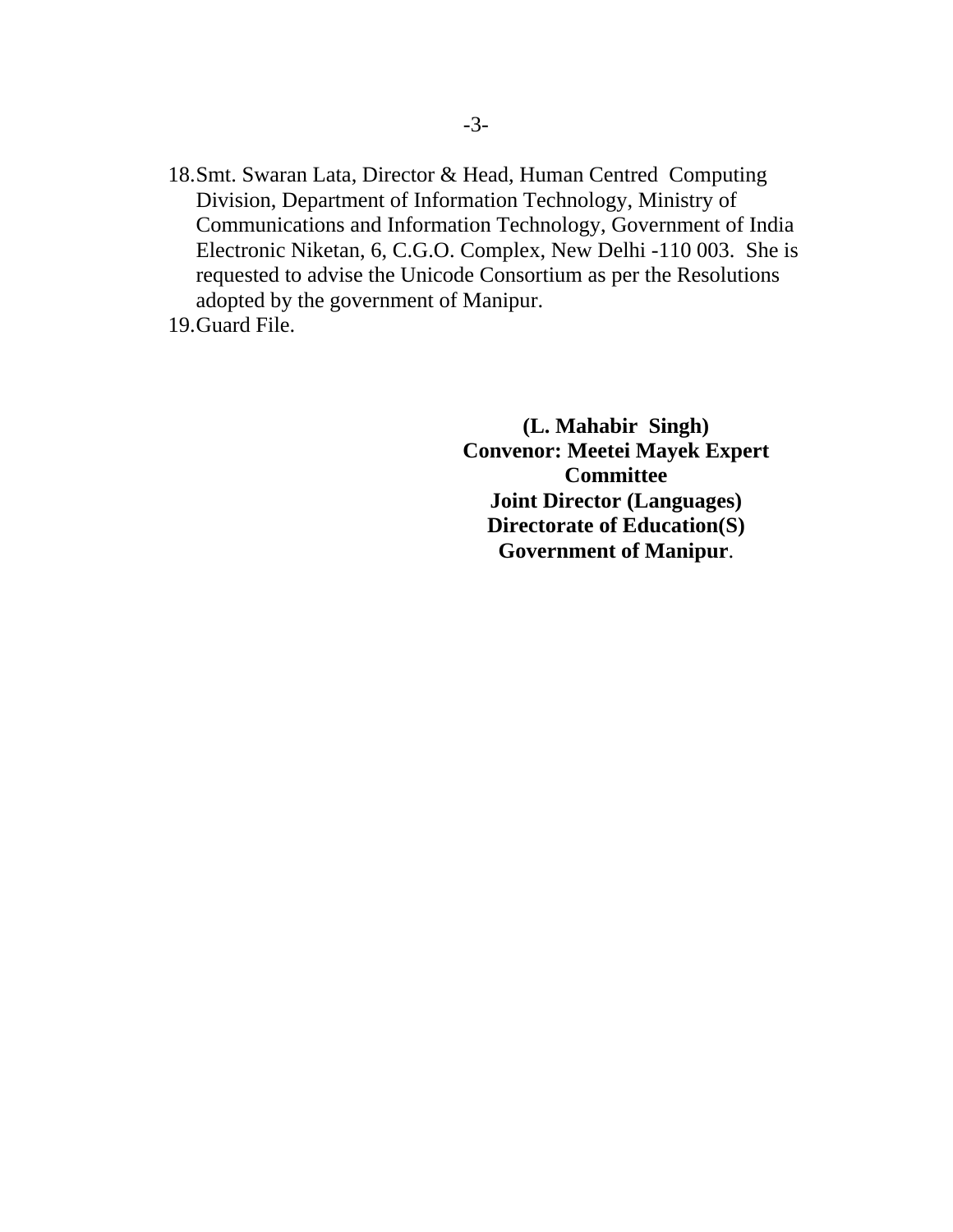18. Smt. Swaran Lata, Director & Head, Human Centred Computing Division, Department of Information Technology, Ministry of Communications and Information Technology, Government of India Electronic Niketan, 6, C.G.O. Complex, New Delhi -110 003. She is requested to advise the Unicode Consortium as per the Resolutions adopted by the government of Manipur.
19. Guard File.

**(L. Mahabir Singh)**
**Convenor: Meetei Mayek Expert Committee**
**Joint Director (Languages)**
**Directorate of Education(S)**
**Government of Manipur**.